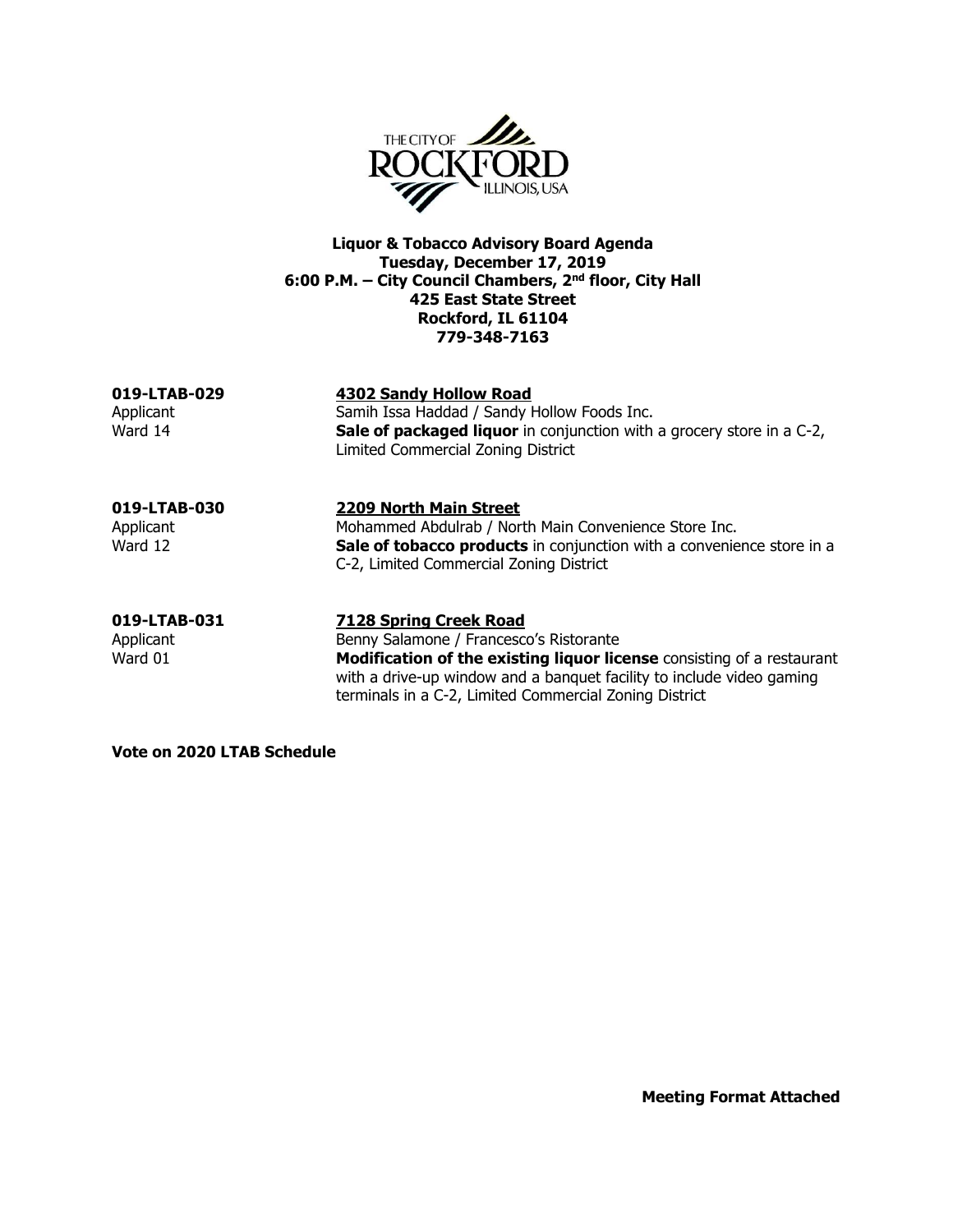THE CITY OF ROCKFORD ILLINOIS, USA

**Liquor & Tobacco Advisory Board Agenda**
**Tuesday, December 17, 2019**
**6:00 P.M. – City Council Chambers, 2nd floor, City Hall**
**425 East State Street**
**Rockford, IL 61104**
**779-348-7163**

**019-LTAB-029** — **4302 Sandy Hollow Road**
Applicant — Samih Issa Haddad / Sandy Hollow Foods Inc.
Ward 14 — **Sale of packaged liquor** in conjunction with a grocery store in a C-2, Limited Commercial Zoning District

**019-LTAB-030** — **2209 North Main Street**
Applicant — Mohammed Abdulrab / North Main Convenience Store Inc.
Ward 12 — **Sale of tobacco products** in conjunction with a convenience store in a C-2, Limited Commercial Zoning District

**019-LTAB-031** — **7128 Spring Creek Road**
Applicant — Benny Salamone / Francesco's Ristorante
Ward 01 — **Modification of the existing liquor license** consisting of a restaurant with a drive-up window and a banquet facility to include video gaming terminals in a C-2, Limited Commercial Zoning District

**Vote on 2020 LTAB Schedule**

**Meeting Format Attached**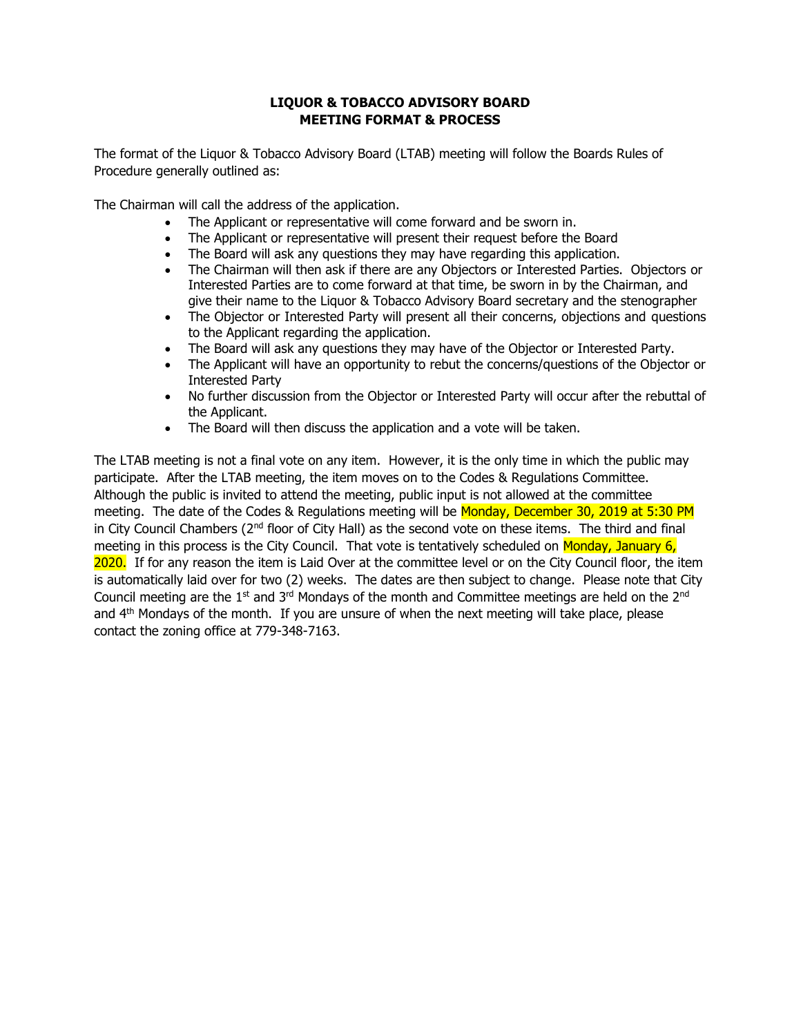**LIQUOR & TOBACCO ADVISORY BOARD**
**MEETING FORMAT & PROCESS**

The format of the Liquor & Tobacco Advisory Board (LTAB) meeting will follow the Boards Rules of Procedure generally outlined as:

The Chairman will call the address of the application.

- The Applicant or representative will come forward and be sworn in.
- The Applicant or representative will present their request before the Board
- The Board will ask any questions they may have regarding this application.
- The Chairman will then ask if there are any Objectors or Interested Parties. Objectors or Interested Parties are to come forward at that time, be sworn in by the Chairman, and give their name to the Liquor & Tobacco Advisory Board secretary and the stenographer
- The Objector or Interested Party will present all their concerns, objections and questions to the Applicant regarding the application.
- The Board will ask any questions they may have of the Objector or Interested Party.
- The Applicant will have an opportunity to rebut the concerns/questions of the Objector or Interested Party
- No further discussion from the Objector or Interested Party will occur after the rebuttal of the Applicant.
- The Board will then discuss the application and a vote will be taken.

The LTAB meeting is not a final vote on any item. However, it is the only time in which the public may participate. After the LTAB meeting, the item moves on to the Codes & Regulations Committee. Although the public is invited to attend the meeting, public input is not allowed at the committee meeting. The date of the Codes & Regulations meeting will be Monday, December 30, 2019 at 5:30 PM in City Council Chambers (2nd floor of City Hall) as the second vote on these items. The third and final meeting in this process is the City Council. That vote is tentatively scheduled on Monday, January 6, 2020. If for any reason the item is Laid Over at the committee level or on the City Council floor, the item is automatically laid over for two (2) weeks. The dates are then subject to change. Please note that City Council meeting are the 1st and 3rd Mondays of the month and Committee meetings are held on the 2nd and 4th Mondays of the month. If you are unsure of when the next meeting will take place, please contact the zoning office at 779-348-7163.